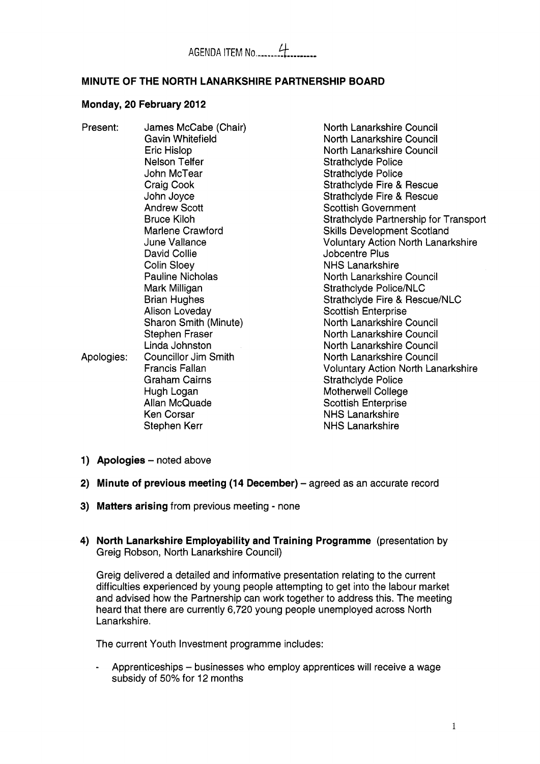AGENDA ITEM No. 4

**MINUTE OF THE NORTH LANARKSHIRE PARTNERSHIP BOARD**

**Monday, 20 February 2012**

| | | |
|---|---|---|
| Present: | James McCabe (Chair) | North Lanarkshire Council |
| | Gavin Whitefield | North Lanarkshire Council |
| | Eric Hislop | North Lanarkshire Council |
| | Nelson Telfer | Strathclyde Police |
| | John McTear | Strathclyde Police |
| | Craig Cook | Strathclyde Fire & Rescue |
| | John Joyce | Strathclyde Fire & Rescue |
| | Andrew Scott | Scottish Government |
| | Bruce Kiloh | Strathclyde Partnership for Transport |
| | Marlene Crawford | Skills Development Scotland |
| | June Vallance | Voluntary Action North Lanarkshire |
| | David Collie | Jobcentre Plus |
| | Colin Sloey | NHS Lanarkshire |
| | Pauline Nicholas | North Lanarkshire Council |
| | Mark Milligan | Strathclyde Police/NLC |
| | Brian Hughes | Strathclyde Fire & Rescue/NLC |
| | Alison Loveday | Scottish Enterprise |
| | Sharon Smith (Minute) | North Lanarkshire Council |
| | Stephen Fraser | North Lanarkshire Council |
| | Linda Johnston | North Lanarkshire Council |
| Apologies: | Councillor Jim Smith | North Lanarkshire Council |
| | Francis Fallan | Voluntary Action North Lanarkshire |
| | Graham Cairns | Strathclyde Police |
| | Hugh Logan | Motherwell College |
| | Allan McQuade | Scottish Enterprise |
| | Ken Corsar | NHS Lanarkshire |
| | Stephen Kerr | NHS Lanarkshire |

1) **Apologies** – noted above

2) **Minute of previous meeting (14 December)** – agreed as an accurate record

3) **Matters arising** from previous meeting - none

4) **North Lanarkshire Employability and Training Programme** (presentation by Greig Robson, North Lanarkshire Council)

Greig delivered a detailed and informative presentation relating to the current difficulties experienced by young people attempting to get into the labour market and advised how the Partnership can work together to address this. The meeting heard that there are currently 6,720 young people unemployed across North Lanarkshire.

The current Youth Investment programme includes:

- Apprenticeships – businesses who employ apprentices will receive a wage subsidy of 50% for 12 months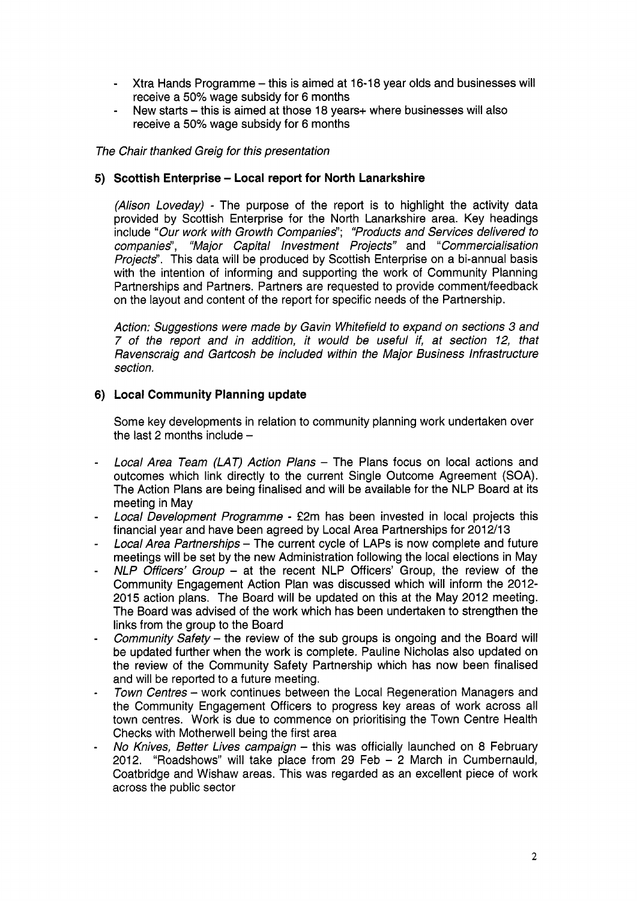- Xtra Hands Programme – this is aimed at 16-18 year olds and businesses will receive a 50% wage subsidy for 6 months
- New starts – this is aimed at those 18 years+ where businesses will also receive a 50% wage subsidy for 6 months

*The Chair thanked Greig for this presentation*

### 5) Scottish Enterprise – Local report for North Lanarkshire

*(Alison Loveday)* - The purpose of the report is to highlight the activity data provided by Scottish Enterprise for the North Lanarkshire area. Key headings include "*Our work with Growth Companies*"; *"Products and Services delivered to companies*", *"Major Capital Investment Projects"* and "*Commercialisation Projects*". This data will be produced by Scottish Enterprise on a bi-annual basis with the intention of informing and supporting the work of Community Planning Partnerships and Partners. Partners are requested to provide comment/feedback on the layout and content of the report for specific needs of the Partnership.

*Action: Suggestions were made by Gavin Whitefield to expand on sections 3 and 7 of the report and in addition, it would be useful if, at section 12, that Ravenscraig and Gartcosh be included within the Major Business Infrastructure section.*

### 6) Local Community Planning update

Some key developments in relation to community planning work undertaken over the last 2 months include –

- *Local Area Team (LAT) Action Plans* – The Plans focus on local actions and outcomes which link directly to the current Single Outcome Agreement (SOA). The Action Plans are being finalised and will be available for the NLP Board at its meeting in May
- *Local Development Programme* - £2m has been invested in local projects this financial year and have been agreed by Local Area Partnerships for 2012/13
- *Local Area Partnerships* – The current cycle of LAPs is now complete and future meetings will be set by the new Administration following the local elections in May
- *NLP Officers' Group* – at the recent NLP Officers' Group, the review of the Community Engagement Action Plan was discussed which will inform the 2012-2015 action plans. The Board will be updated on this at the May 2012 meeting. The Board was advised of the work which has been undertaken to strengthen the links from the group to the Board
- *Community Safety* – the review of the sub groups is ongoing and the Board will be updated further when the work is complete. Pauline Nicholas also updated on the review of the Community Safety Partnership which has now been finalised and will be reported to a future meeting.
- *Town Centres* – work continues between the Local Regeneration Managers and the Community Engagement Officers to progress key areas of work across all town centres. Work is due to commence on prioritising the Town Centre Health Checks with Motherwell being the first area
- *No Knives, Better Lives campaign* – this was officially launched on 8 February 2012. "Roadshows" will take place from 29 Feb – 2 March in Cumbernauld, Coatbridge and Wishaw areas. This was regarded as an excellent piece of work across the public sector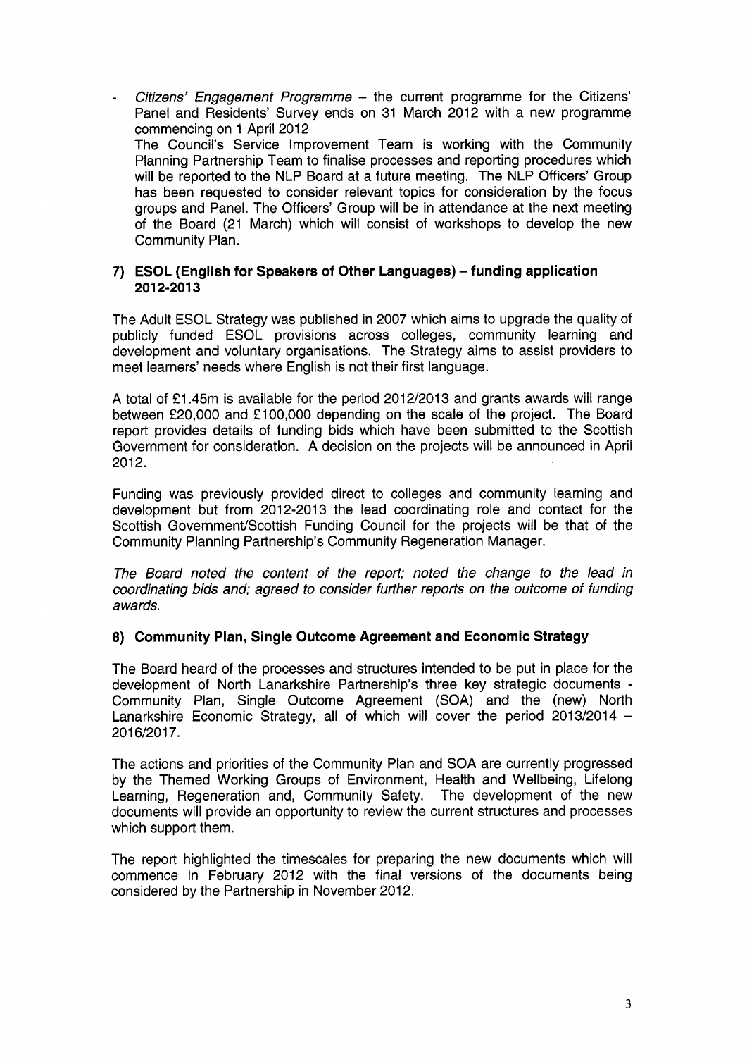- *Citizens' Engagement Programme* – the current programme for the Citizens' Panel and Residents' Survey ends on 31 March 2012 with a new programme commencing on 1 April 2012

  The Council's Service Improvement Team is working with the Community Planning Partnership Team to finalise processes and reporting procedures which will be reported to the NLP Board at a future meeting. The NLP Officers' Group has been requested to consider relevant topics for consideration by the focus groups and Panel. The Officers' Group will be in attendance at the next meeting of the Board (21 March) which will consist of workshops to develop the new Community Plan.

### 7) ESOL (English for Speakers of Other Languages) – funding application 2012-2013

The Adult ESOL Strategy was published in 2007 which aims to upgrade the quality of publicly funded ESOL provisions across colleges, community learning and development and voluntary organisations. The Strategy aims to assist providers to meet learners' needs where English is not their first language.

A total of £1.45m is available for the period 2012/2013 and grants awards will range between £20,000 and £100,000 depending on the scale of the project. The Board report provides details of funding bids which have been submitted to the Scottish Government for consideration. A decision on the projects will be announced in April 2012.

Funding was previously provided direct to colleges and community learning and development but from 2012-2013 the lead coordinating role and contact for the Scottish Government/Scottish Funding Council for the projects will be that of the Community Planning Partnership's Community Regeneration Manager.

*The Board noted the content of the report; noted the change to the lead in coordinating bids and; agreed to consider further reports on the outcome of funding awards.*

### 8) Community Plan, Single Outcome Agreement and Economic Strategy

The Board heard of the processes and structures intended to be put in place for the development of North Lanarkshire Partnership's three key strategic documents - Community Plan, Single Outcome Agreement (SOA) and the (new) North Lanarkshire Economic Strategy, all of which will cover the period 2013/2014 – 2016/2017.

The actions and priorities of the Community Plan and SOA are currently progressed by the Themed Working Groups of Environment, Health and Wellbeing, Lifelong Learning, Regeneration and, Community Safety. The development of the new documents will provide an opportunity to review the current structures and processes which support them.

The report highlighted the timescales for preparing the new documents which will commence in February 2012 with the final versions of the documents being considered by the Partnership in November 2012.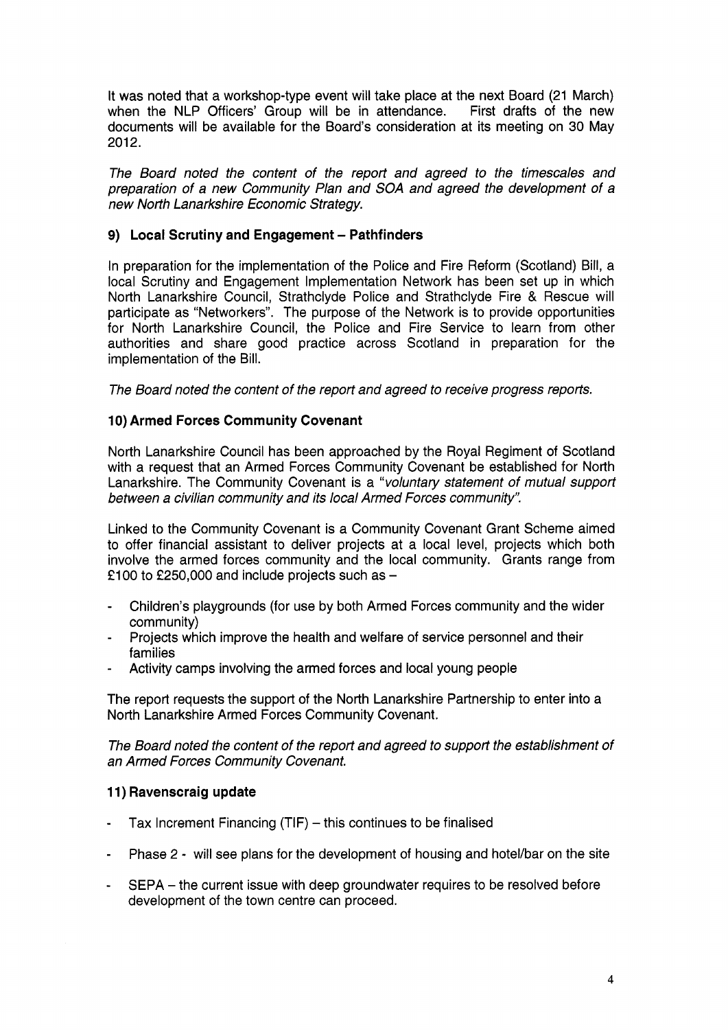It was noted that a workshop-type event will take place at the next Board (21 March) when the NLP Officers' Group will be in attendance. First drafts of the new documents will be available for the Board's consideration at its meeting on 30 May 2012.

*The Board noted the content of the report and agreed to the timescales and preparation of a new Community Plan and SOA and agreed the development of a new North Lanarkshire Economic Strategy.*

### 9) Local Scrutiny and Engagement – Pathfinders

In preparation for the implementation of the Police and Fire Reform (Scotland) Bill, a local Scrutiny and Engagement Implementation Network has been set up in which North Lanarkshire Council, Strathclyde Police and Strathclyde Fire & Rescue will participate as "Networkers". The purpose of the Network is to provide opportunities for North Lanarkshire Council, the Police and Fire Service to learn from other authorities and share good practice across Scotland in preparation for the implementation of the Bill.

*The Board noted the content of the report and agreed to receive progress reports.*

### 10) Armed Forces Community Covenant

North Lanarkshire Council has been approached by the Royal Regiment of Scotland with a request that an Armed Forces Community Covenant be established for North Lanarkshire. The Community Covenant is a "*voluntary statement of mutual support between a civilian community and its local Armed Forces community*".

Linked to the Community Covenant is a Community Covenant Grant Scheme aimed to offer financial assistant to deliver projects at a local level, projects which both involve the armed forces community and the local community. Grants range from £100 to £250,000 and include projects such as –

- Children's playgrounds (for use by both Armed Forces community and the wider community)
- Projects which improve the health and welfare of service personnel and their families
- Activity camps involving the armed forces and local young people

The report requests the support of the North Lanarkshire Partnership to enter into a North Lanarkshire Armed Forces Community Covenant.

*The Board noted the content of the report and agreed to support the establishment of an Armed Forces Community Covenant.*

### 11) Ravenscraig update

- Tax Increment Financing (TIF) – this continues to be finalised
- Phase 2 - will see plans for the development of housing and hotel/bar on the site
- SEPA – the current issue with deep groundwater requires to be resolved before development of the town centre can proceed.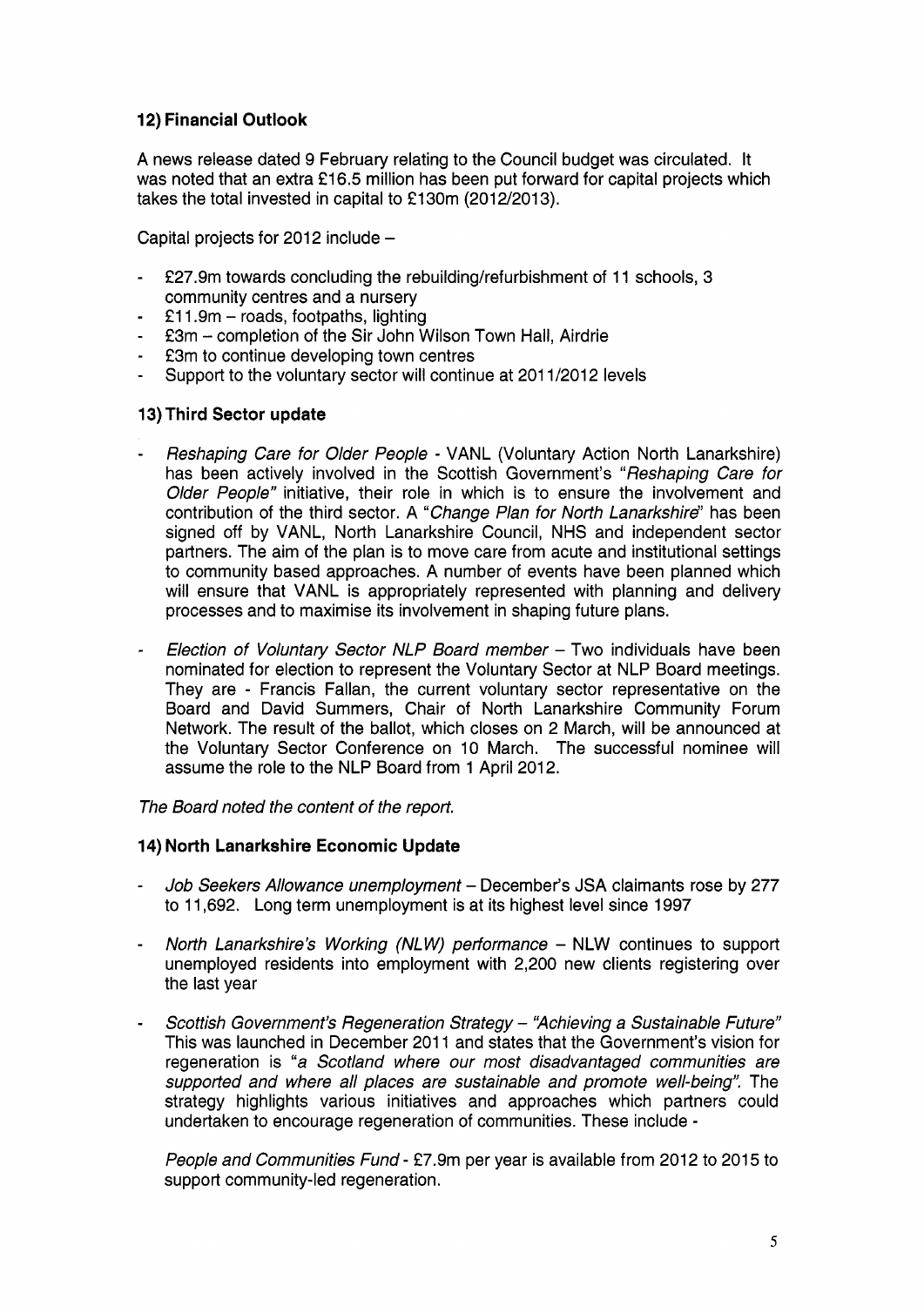### 12) Financial Outlook

A news release dated 9 February relating to the Council budget was circulated. It was noted that an extra £16.5 million has been put forward for capital projects which takes the total invested in capital to £130m (2012/2013).

Capital projects for 2012 include –

- £27.9m towards concluding the rebuilding/refurbishment of 11 schools, 3 community centres and a nursery
- £11.9m – roads, footpaths, lighting
- £3m – completion of the Sir John Wilson Town Hall, Airdrie
- £3m to continue developing town centres
- Support to the voluntary sector will continue at 2011/2012 levels

### 13) Third Sector update

- *Reshaping Care for Older People* - VANL (Voluntary Action North Lanarkshire) has been actively involved in the Scottish Government's *"Reshaping Care for Older People"* initiative, their role in which is to ensure the involvement and contribution of the third sector. A *"Change Plan for North Lanarkshire"* has been signed off by VANL, North Lanarkshire Council, NHS and independent sector partners. The aim of the plan is to move care from acute and institutional settings to community based approaches. A number of events have been planned which will ensure that VANL is appropriately represented with planning and delivery processes and to maximise its involvement in shaping future plans.

- *Election of Voluntary Sector NLP Board member* – Two individuals have been nominated for election to represent the Voluntary Sector at NLP Board meetings. They are - Francis Fallan, the current voluntary sector representative on the Board and David Summers, Chair of North Lanarkshire Community Forum Network. The result of the ballot, which closes on 2 March, will be announced at the Voluntary Sector Conference on 10 March. The successful nominee will assume the role to the NLP Board from 1 April 2012.

*The Board noted the content of the report.*

### 14) North Lanarkshire Economic Update

- *Job Seekers Allowance unemployment* – December's JSA claimants rose by 277 to 11,692. Long term unemployment is at its highest level since 1997

- *North Lanarkshire's Working (NLW) performance* – NLW continues to support unemployed residents into employment with 2,200 new clients registering over the last year

- *Scottish Government's Regeneration Strategy – "Achieving a Sustainable Future"* This was launched in December 2011 and states that the Government's vision for regeneration is *"a Scotland where our most disadvantaged communities are supported and where all places are sustainable and promote well-being".* The strategy highlights various initiatives and approaches which partners could undertaken to encourage regeneration of communities. These include -

  *People and Communities Fund* - £7.9m per year is available from 2012 to 2015 to support community-led regeneration.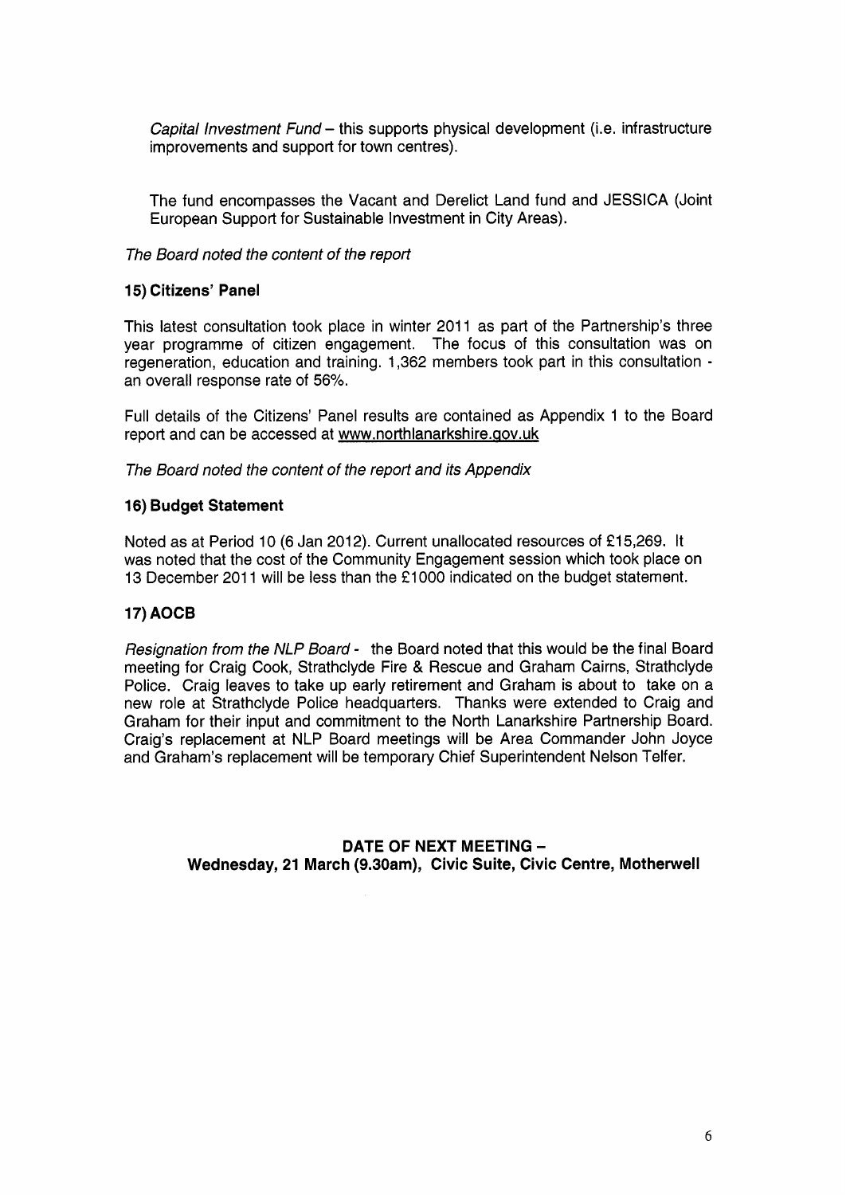*Capital Investment Fund* – this supports physical development (i.e. infrastructure improvements and support for town centres).

The fund encompasses the Vacant and Derelict Land fund and JESSICA (Joint European Support for Sustainable Investment in City Areas).

*The Board noted the content of the report*

**15) Citizens' Panel**

This latest consultation took place in winter 2011 as part of the Partnership's three year programme of citizen engagement. The focus of this consultation was on regeneration, education and training. 1,362 members took part in this consultation - an overall response rate of 56%.

Full details of the Citizens' Panel results are contained as Appendix 1 to the Board report and can be accessed at www.northlanarkshire.gov.uk

*The Board noted the content of the report and its Appendix*

**16) Budget Statement**

Noted as at Period 10 (6 Jan 2012). Current unallocated resources of £15,269. It was noted that the cost of the Community Engagement session which took place on 13 December 2011 will be less than the £1000 indicated on the budget statement.

**17) AOCB**

*Resignation from the NLP Board* - the Board noted that this would be the final Board meeting for Craig Cook, Strathclyde Fire & Rescue and Graham Cairns, Strathclyde Police. Craig leaves to take up early retirement and Graham is about to take on a new role at Strathclyde Police headquarters. Thanks were extended to Craig and Graham for their input and commitment to the North Lanarkshire Partnership Board. Craig's replacement at NLP Board meetings will be Area Commander John Joyce and Graham's replacement will be temporary Chief Superintendent Nelson Telfer.

**DATE OF NEXT MEETING –**
**Wednesday, 21 March (9.30am), Civic Suite, Civic Centre, Motherwell**